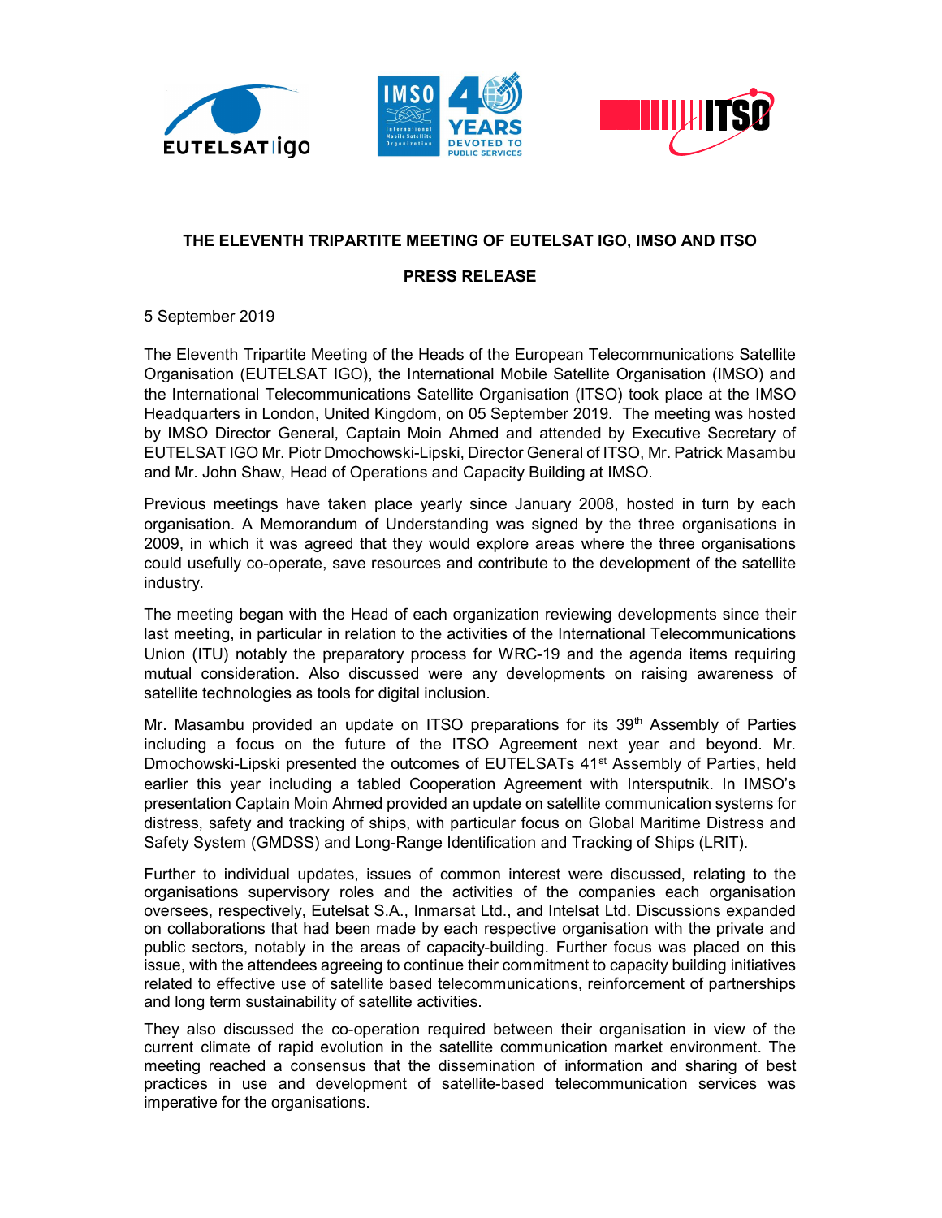# THE ELEVENTH TRIPARTITE MEETING OF EUTELSAT IGO, IMSO AND ITSO

## PRESS RELEASE

5 September 2019

The Eleventh Tripartite Meeting of the Heads of the European Telecommunications Satellite Organisation (EUTELSAT IGO), the International Mobile Satellite Organisation (IMSO) and the International Telecommunications Satellite Organisation (ITSO) took place at the IMSO Headquarters in London, United Kingdom, on 05 September 2019. The meeting was hosted by IMSO Director General, Captain Moin Ahmed and attended by Executive Secretary of EUTELSAT IGO Mr. Piotr Dmochowski-Lipski, Director General of ITSO, Mr. Patrick Masambu and Mr. John Shaw, Head of Operations and Capacity Building at IMSO.

Previous meetings have taken place yearly since January 2008, hosted in turn by each organisation. A Memorandum of Understanding was signed by the three organisations in 2009, in which it was agreed that they would explore areas where the three organisations could usefully co-operate, save resources and contribute to the development of the satellite industry.

The meeting began with the Head of each organization reviewing developments since their last meeting, in particular in relation to the activities of the International Telecommunications Union (ITU) notably the preparatory process for WRC-19 and the agenda items requiring mutual consideration. Also discussed were any developments on raising awareness of satellite technologies as tools for digital inclusion.

Mr. Masambu provided an update on ITSO preparations for its 39th Assembly of Parties including a focus on the future of the ITSO Agreement next year and beyond. Mr. Dmochowski-Lipski presented the outcomes of EUTELSATs 41st Assembly of Parties, held earlier this year including a tabled Cooperation Agreement with Intersputnik. In IMSO's presentation Captain Moin Ahmed provided an update on satellite communication systems for distress, safety and tracking of ships, with particular focus on Global Maritime Distress and Safety System (GMDSS) and Long-Range Identification and Tracking of Ships (LRIT).

Further to individual updates, issues of common interest were discussed, relating to the organisations supervisory roles and the activities of the companies each organisation oversees, respectively, Eutelsat S.A., Inmarsat Ltd., and Intelsat Ltd. Discussions expanded on collaborations that had been made by each respective organisation with the private and public sectors, notably in the areas of capacity-building. Further focus was placed on this issue, with the attendees agreeing to continue their commitment to capacity building initiatives related to effective use of satellite based telecommunications, reinforcement of partnerships and long term sustainability of satellite activities.

They also discussed the co-operation required between their organisation in view of the current climate of rapid evolution in the satellite communication market environment. The meeting reached a consensus that the dissemination of information and sharing of best practices in use and development of satellite-based telecommunication services was imperative for the organisations.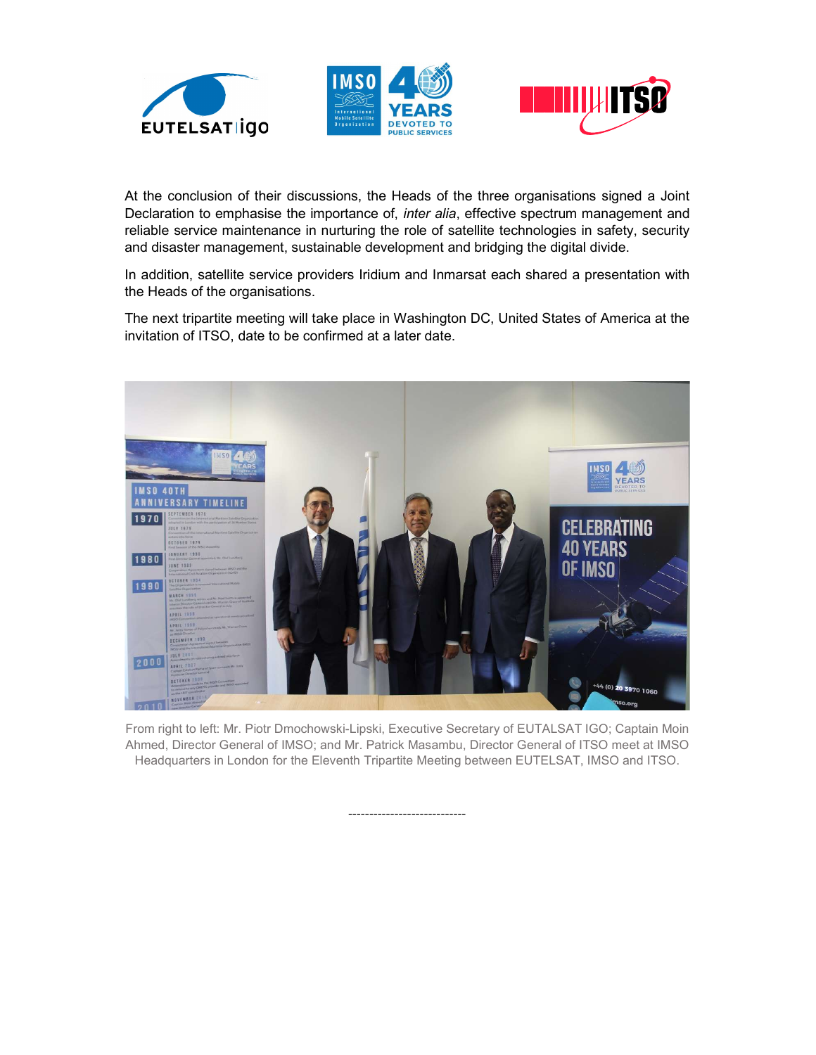At the conclusion of their discussions, the Heads of the three organisations signed a Joint Declaration to emphasise the importance of, *inter alia*, effective spectrum management and reliable service maintenance in nurturing the role of satellite technologies in safety, security and disaster management, sustainable development and bridging the digital divide.

In addition, satellite service providers Iridium and Inmarsat each shared a presentation with the Heads of the organisations.

The next tripartite meeting will take place in Washington DC, United States of America at the invitation of ITSO, date to be confirmed at a later date.

From right to left: Mr. Piotr Dmochowski-Lipski, Executive Secretary of EUTALSAT IGO; Captain Moin Ahmed, Director General of IMSO; and Mr. Patrick Masambu, Director General of ITSO meet at IMSO Headquarters in London for the Eleventh Tripartite Meeting between EUTELSAT, IMSO and ITSO.

---------------------------